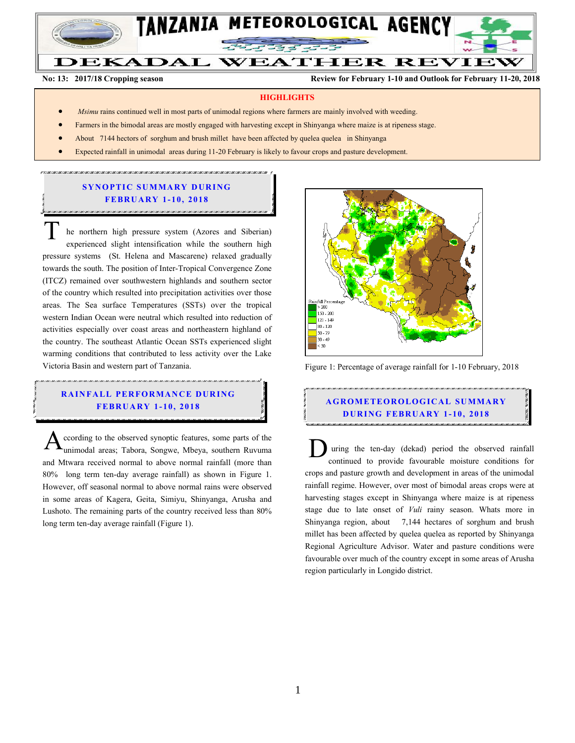# TANZANIA METEOROLOGICAL AGENCY

# DEKADAL WEATHER REVIEW

**No: 13: 2017/18 Cropping season** **Review for February 1-10 and Outlook for February 11-20, 2018**

## HIGHLIGHTS

- *Msimu* rains continued well in most parts of unimodal regions where farmers are mainly involved with weeding.
- Farmers in the bimodal areas are mostly engaged with harvesting except in Shinyanga where maize is at ripeness stage.
- About 7144 hectors of sorghum and brush millet have been affected by quelea quelea in Shinyanga
- Expected rainfall in unimodal areas during 11-20 February is likely to favour crops and pasture development.

## SYNOPTIC SUMMARY DURING FEBRUARY 1-10, 2018

The northern high pressure system (Azores and Siberian) experienced slight intensification while the southern high pressure systems (St. Helena and Mascarene) relaxed gradually towards the south. The position of Inter-Tropical Convergence Zone (ITCZ) remained over southwestern highlands and southern sector of the country which resulted into precipitation activities over those areas. The Sea surface Temperatures (SSTs) over the tropical western Indian Ocean were neutral which resulted into reduction of activities especially over coast areas and northeastern highland of the country. The southeast Atlantic Ocean SSTs experienced slight warming conditions that contributed to less activity over the Lake Victoria Basin and western part of Tanzania.

## RAINFALL PERFORMANCE DURING FEBRUARY 1-10, 2018

According to the observed synoptic features, some parts of the unimodal areas; Tabora, Songwe, Mbeya, southern Ruvuma and Mtwara received normal to above normal rainfall (more than 80% long term ten-day average rainfall) as shown in Figure 1. However, off seasonal normal to above normal rains were observed in some areas of Kagera, Geita, Simiyu, Shinyanga, Arusha and Lushoto. The remaining parts of the country received less than 80% long term ten-day average rainfall (Figure 1).

Rainfall Percentage
- > 200
- 150 - 200
- 121 - 149
- 80 - 120
- 50 - 79
- 30 - 49
- < 30

Figure 1: Percentage of average rainfall for 1-10 February, 2018

## AGROMETEOROLOGICAL SUMMARY DURING FEBRUARY 1-10, 2018

During the ten-day (dekad) period the observed rainfall continued to provide favourable moisture conditions for crops and pasture growth and development in areas of the unimodal rainfall regime. However, over most of bimodal areas crops were at harvesting stages except in Shinyanga where maize is at ripeness stage due to late onset of *Vuli* rainy season. Whats more in Shinyanga region, about 7,144 hectares of sorghum and brush millet has been affected by quelea quelea as reported by Shinyanga Regional Agriculture Advisor. Water and pasture conditions were favourable over much of the country except in some areas of Arusha region particularly in Longido district.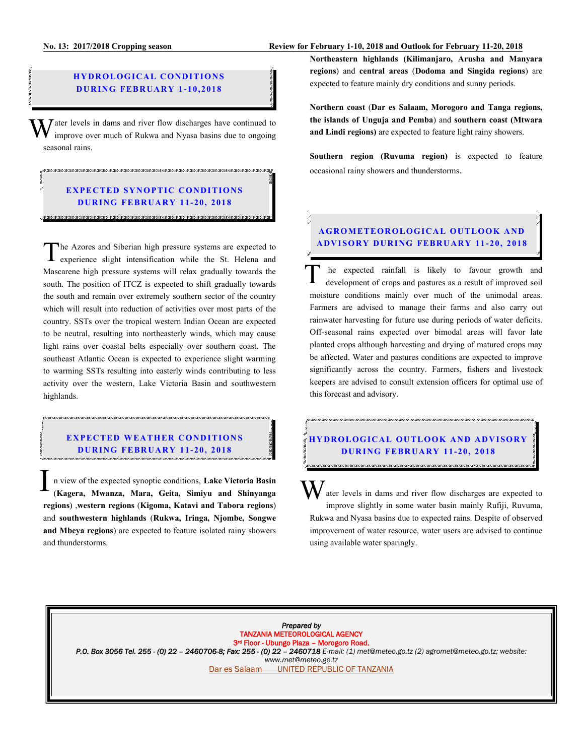## HYDROLOGICAL CONDITIONS DURING FEBRUARY 1-10,2018

Water levels in dams and river flow discharges have continued to improve over much of Rukwa and Nyasa basins due to ongoing seasonal rains.

## EXPECTED SYNOPTIC CONDITIONS DURING FEBRUARY 11-20, 2018

The Azores and Siberian high pressure systems are expected to experience slight intensification while the St. Helena and Mascarene high pressure systems will relax gradually towards the south. The position of ITCZ is expected to shift gradually towards the south and remain over extremely southern sector of the country which will result into reduction of activities over most parts of the country. SSTs over the tropical western Indian Ocean are expected to be neutral, resulting into northeasterly winds, which may cause light rains over coastal belts especially over southern coast. The southeast Atlantic Ocean is expected to experience slight warming to warming SSTs resulting into easterly winds contributing to less activity over the western, Lake Victoria Basin and southwestern highlands.

## EXPECTED WEATHER CONDITIONS DURING FEBRUARY 11-20, 2018

In view of the expected synoptic conditions, **Lake Victoria Basin** (**Kagera, Mwanza, Mara, Geita, Simiyu and Shinyanga regions**) ,**western regions** (**Kigoma, Katavi and Tabora regions**) and **southwestern highlands** (**Rukwa, Iringa, Njombe, Songwe and Mbeya regions**) are expected to feature isolated rainy showers and thunderstorms.

**Northeastern highlands (Kilimanjaro, Arusha and Manyara regions**) and **central areas** (**Dodoma and Singida regions**) are expected to feature mainly dry conditions and sunny periods.

**Northern coast** (**Dar es Salaam, Morogoro and Tanga regions, the islands of Unguja and Pemba**) and **southern coast (Mtwara and Lindi regions)** are expected to feature light rainy showers.

**Southern region (Ruvuma region)** is expected to feature occasional rainy showers and thunderstorms.

## AGROMETEOROLOGICAL OUTLOOK AND ADVISORY DURING FEBRUARY 11-20, 2018

The expected rainfall is likely to favour growth and development of crops and pastures as a result of improved soil moisture conditions mainly over much of the unimodal areas. Farmers are advised to manage their farms and also carry out rainwater harvesting for future use during periods of water deficits. Off-seasonal rains expected over bimodal areas will favor late planted crops although harvesting and drying of matured crops may be affected. Water and pastures conditions are expected to improve significantly across the country. Farmers, fishers and livestock keepers are advised to consult extension officers for optimal use of this forecast and advisory.

## HYDROLOGICAL OUTLOOK AND ADVISORY DURING FEBRUARY 11-20, 2018

Water levels in dams and river flow discharges are expected to improve slightly in some water basin mainly Rufiji, Ruvuma, Rukwa and Nyasa basins due to expected rains. Despite of observed improvement of water resource, water users are advised to continue using available water sparingly.

*Prepared by*
TANZANIA METEOROLOGICAL AGENCY
3rd Floor - Ubungo Plaza – Morogoro Road.
*P.O. Box 3056 Tel. 255 - (0) 22 – 2460706-8; Fax: 255 - (0) 22 – 2460718 E-mail: (1) met@meteo.go.tz (2) agromet@meteo.go.tz; website: www.met@meteo.go.tz*
Dar es Salaam UNITED REPUBLIC OF TANZANIA